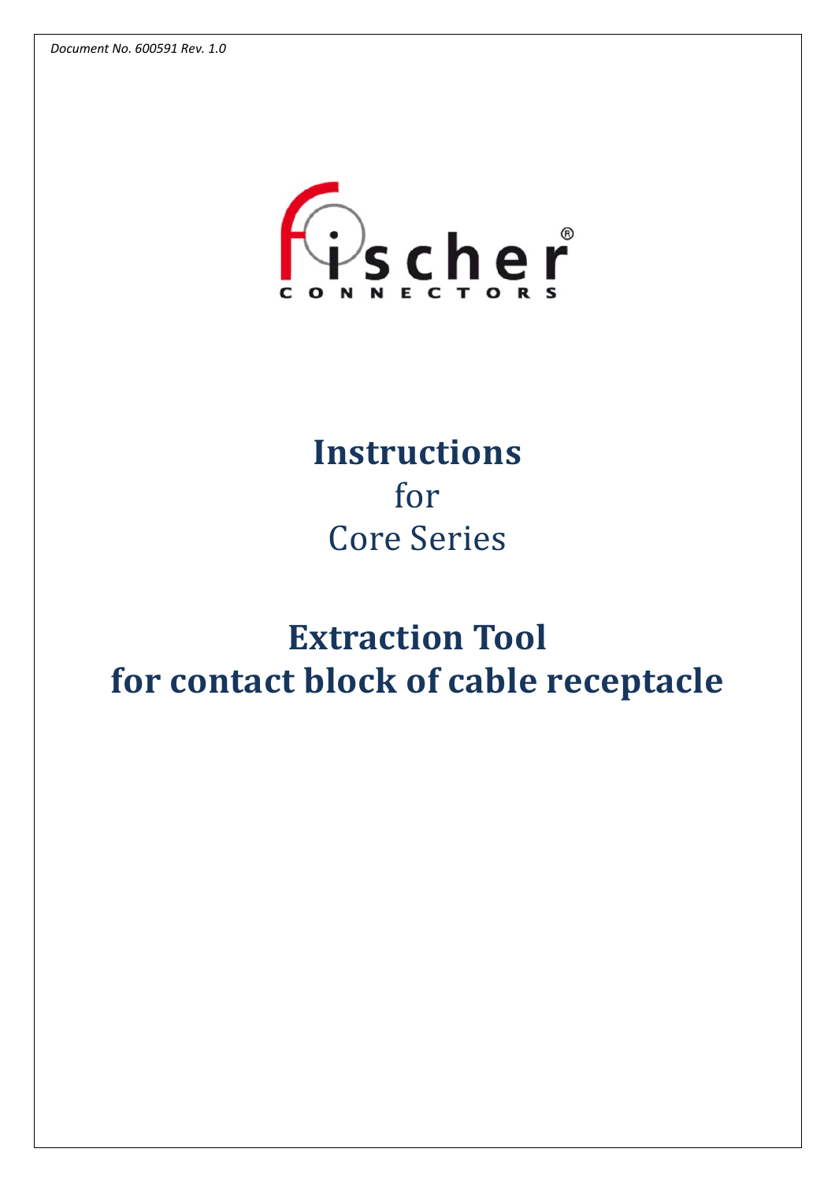*Document No. 600591 Rev. 1.0*

fischer® CONNECTORS

# Instructions
for
Core Series

# Extraction Tool for contact block of cable receptacle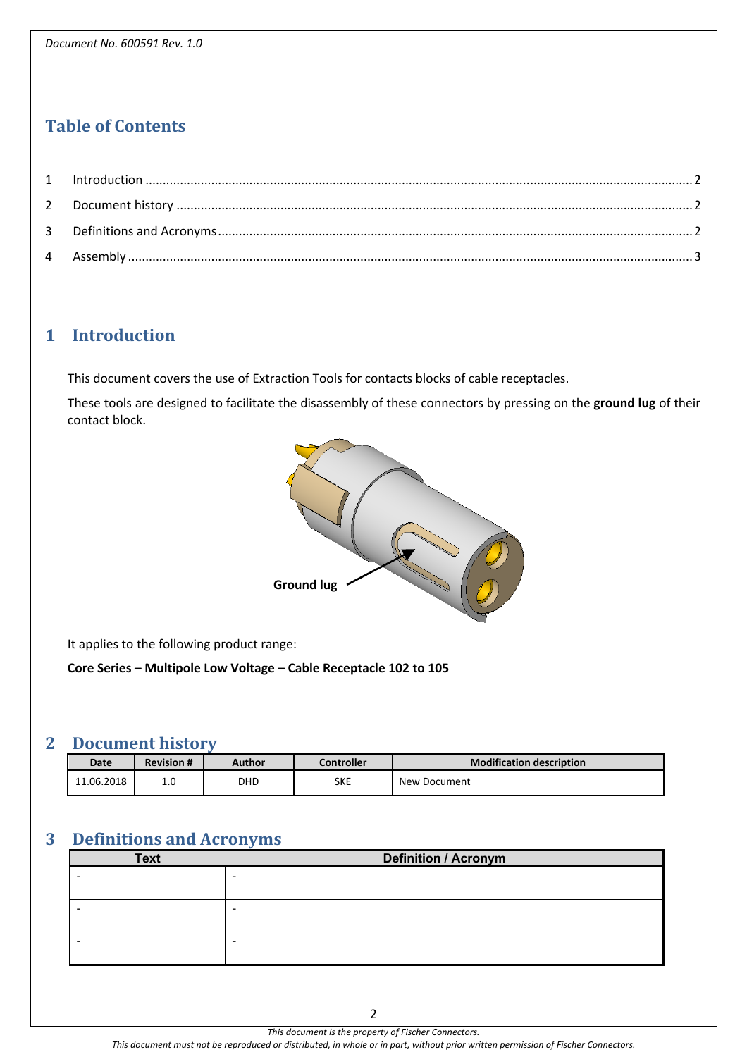Document No. 600591 Rev. 1.0

# Table of Contents

1 Introduction .......... 2
2 Document history .......... 2
3 Definitions and Acronyms .......... 2
4 Assembly .......... 3

# 1 Introduction

This document covers the use of Extraction Tools for contacts blocks of cable receptacles.

These tools are designed to facilitate the disassembly of these connectors by pressing on the **ground lug** of their contact block.

**Ground lug**

It applies to the following product range:

**Core Series – Multipole Low Voltage – Cable Receptacle 102 to 105**

# 2 Document history

| Date | Revision # | Author | Controller | Modification description |
|---|---|---|---|---|
| 11.06.2018 | 1.0 | DHD | SKE | New Document |

# 3 Definitions and Acronyms

| Text | Definition / Acronym |
|---|---|
| - | - |
| - | - |
| - | - |

*This document is the property of Fischer Connectors.*
*This document must not be reproduced or distributed, in whole or in part, without prior written permission of Fischer Connectors.*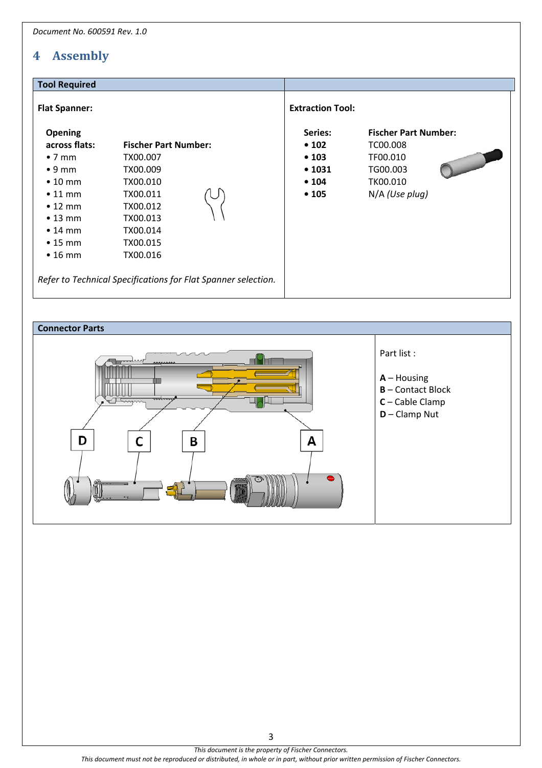# 4 Assembly

| Tool Required | |
|---|---|
| **Flat Spanner:** | **Extraction Tool:** |

**Flat Spanner:**

| Opening across flats: | Fischer Part Number: |
|---|---|
| • 7 mm | TX00.007 |
| • 9 mm | TX00.009 |
| • 10 mm | TX00.010 |
| • 11 mm | TX00.011 |
| • 12 mm | TX00.012 |
| • 13 mm | TX00.013 |
| • 14 mm | TX00.014 |
| • 15 mm | TX00.015 |
| • 16 mm | TX00.016 |

*Refer to Technical Specifications for Flat Spanner selection.*

**Extraction Tool:**

| Series: | Fischer Part Number: |
|---|---|
| **• 102** | TC00.008 |
| **• 103** | TF00.010 |
| **• 1031** | TG00.003 |
| **• 104** | TK00.010 |
| **• 105** | N/A *(Use plug)* |

**Connector Parts**

D C B A

Part list :

**A** – Housing
**B** – Contact Block
**C** – Cable Clamp
**D** – Clamp Nut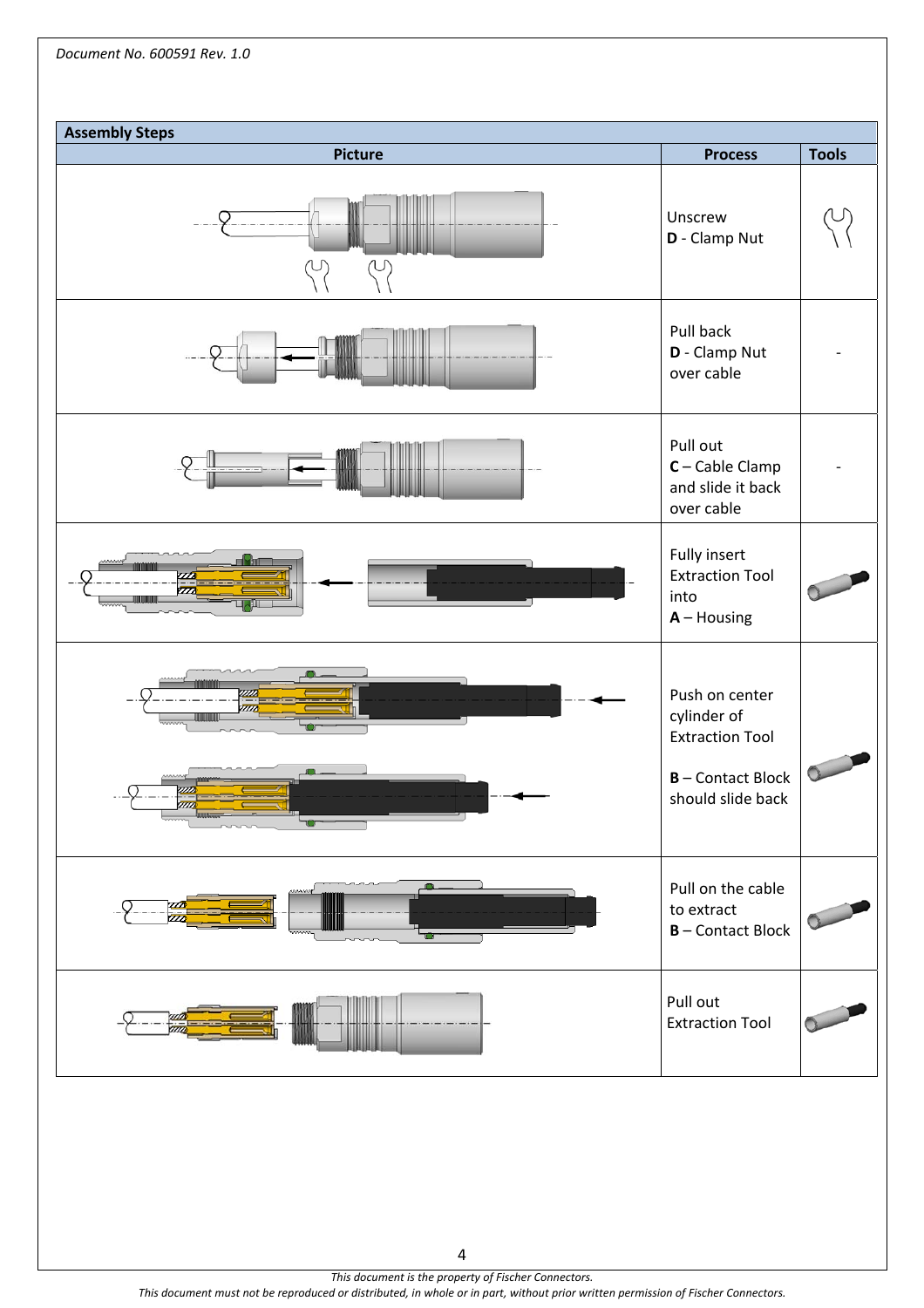Document No. 600591 Rev. 1.0

| Assembly Steps | | |
|---|---|---|
| **Picture** | **Process** | **Tools** |
| | Unscrew **D** - Clamp Nut | |
| | Pull back **D** - Clamp Nut over cable | - |
| | Pull out **C** – Cable Clamp and slide it back over cable | - |
| | Fully insert Extraction Tool into **A** – Housing | |
| | Push on center cylinder of Extraction Tool<br><br>**B** – Contact Block should slide back | |
| | Pull on the cable to extract **B** – Contact Block | |
| | Pull out Extraction Tool | |

*This document is the property of Fischer Connectors.*
*This document must not be reproduced or distributed, in whole or in part, without prior written permission of Fischer Connectors.*